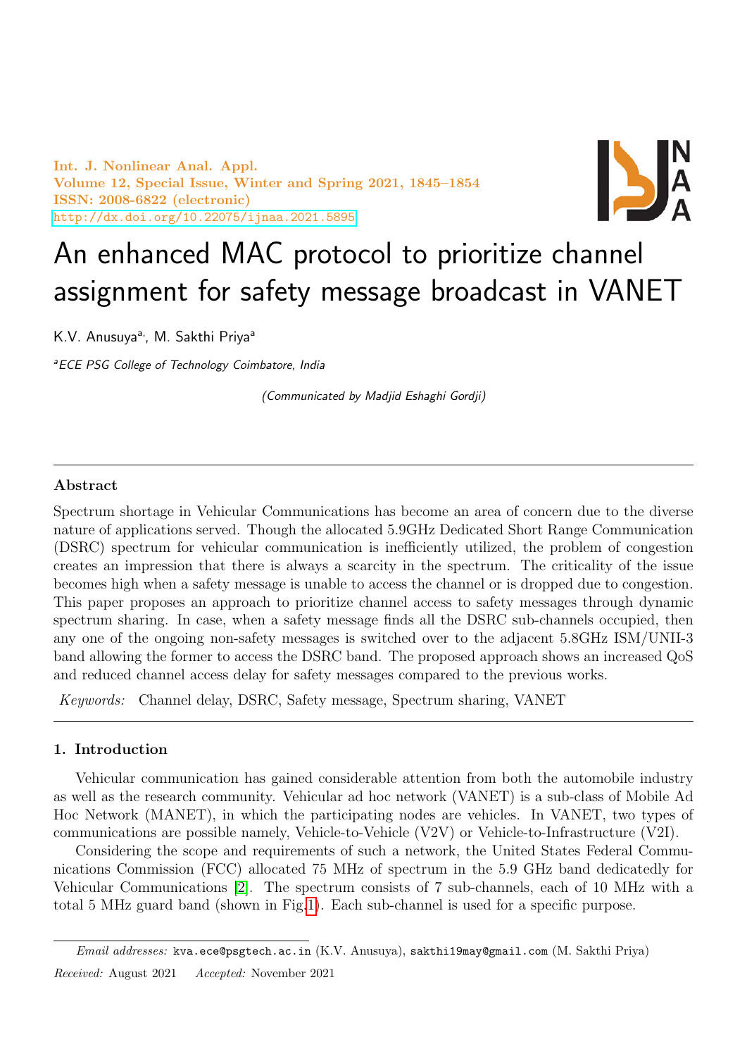Int. J. Nonlinear Anal. Appl.
Volume 12, Special Issue, Winter and Spring 2021, 1845–1854
ISSN: 2008-6822 (electronic)
http://dx.doi.org/10.22075/ijnaa.2021.5895

# An enhanced MAC protocol to prioritize channel assignment for safety message broadcast in VANET

K.V. Anusuya[a], M. Sakthi Priya[a]

[a] ECE PSG College of Technology Coimbatore, India

*(Communicated by Madjid Eshaghi Gordji)*

---

### Abstract

Spectrum shortage in Vehicular Communications has become an area of concern due to the diverse nature of applications served. Though the allocated 5.9GHz Dedicated Short Range Communication (DSRC) spectrum for vehicular communication is inefficiently utilized, the problem of congestion creates an impression that there is always a scarcity in the spectrum. The criticality of the issue becomes high when a safety message is unable to access the channel or is dropped due to congestion. This paper proposes an approach to prioritize channel access to safety messages through dynamic spectrum sharing. In case, when a safety message finds all the DSRC sub-channels occupied, then any one of the ongoing non-safety messages is switched over to the adjacent 5.8GHz ISM/UNII-3 band allowing the former to access the DSRC band. The proposed approach shows an increased QoS and reduced channel access delay for safety messages compared to the previous works.

*Keywords:* Channel delay, DSRC, Safety message, Spectrum sharing, VANET

---

## 1. Introduction

Vehicular communication has gained considerable attention from both the automobile industry as well as the research community. Vehicular ad hoc network (VANET) is a sub-class of Mobile Ad Hoc Network (MANET), in which the participating nodes are vehicles. In VANET, two types of communications are possible namely, Vehicle-to-Vehicle (V2V) or Vehicle-to-Infrastructure (V2I).

Considering the scope and requirements of such a network, the United States Federal Communications Commission (FCC) allocated 75 MHz of spectrum in the 5.9 GHz band dedicatedly for Vehicular Communications [2]. The spectrum consists of 7 sub-channels, each of 10 MHz with a total 5 MHz guard band (shown in Fig.1). Each sub-channel is used for a specific purpose.

---

*Email addresses:* kva.ece@psgtech.ac.in (K.V. Anusuya), sakthi19may@gmail.com (M. Sakthi Priya)

*Received:* August 2021 *Accepted:* November 2021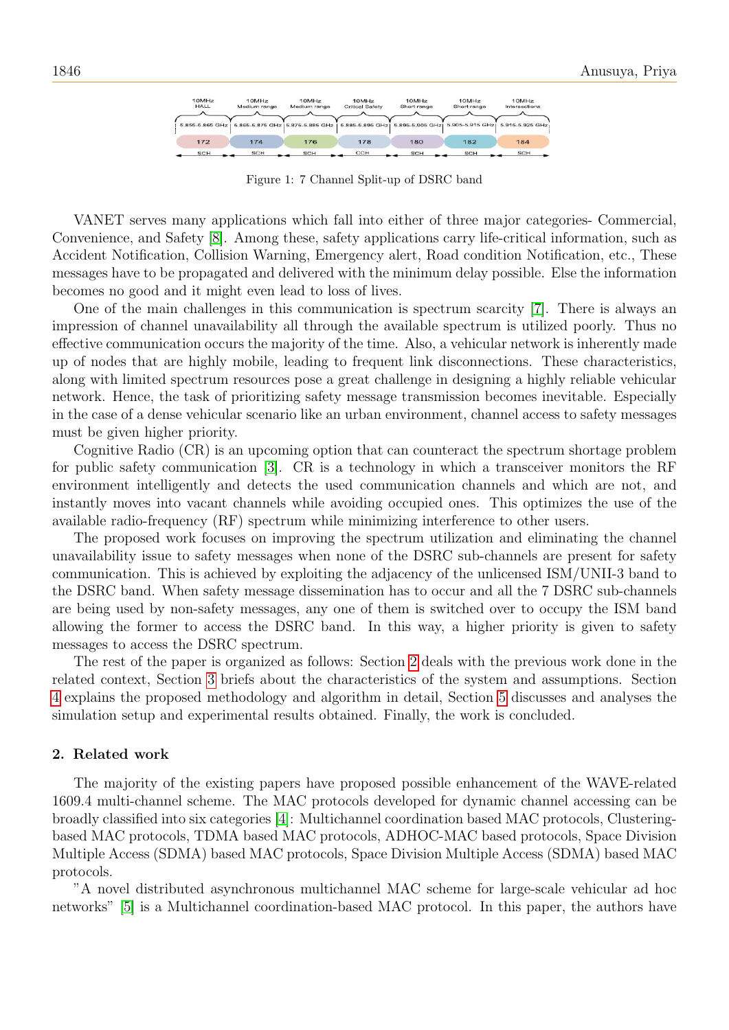Figure 1: 7 Channel Split-up of DSRC band

VANET serves many applications which fall into either of three major categories- Commercial, Convenience, and Safety [8]. Among these, safety applications carry life-critical information, such as Accident Notification, Collision Warning, Emergency alert, Road condition Notification, etc., These messages have to be propagated and delivered with the minimum delay possible. Else the information becomes no good and it might even lead to loss of lives.

One of the main challenges in this communication is spectrum scarcity [7]. There is always an impression of channel unavailability all through the available spectrum is utilized poorly. Thus no effective communication occurs the majority of the time. Also, a vehicular network is inherently made up of nodes that are highly mobile, leading to frequent link disconnections. These characteristics, along with limited spectrum resources pose a great challenge in designing a highly reliable vehicular network. Hence, the task of prioritizing safety message transmission becomes inevitable. Especially in the case of a dense vehicular scenario like an urban environment, channel access to safety messages must be given higher priority.

Cognitive Radio (CR) is an upcoming option that can counteract the spectrum shortage problem for public safety communication [3]. CR is a technology in which a transceiver monitors the RF environment intelligently and detects the used communication channels and which are not, and instantly moves into vacant channels while avoiding occupied ones. This optimizes the use of the available radio-frequency (RF) spectrum while minimizing interference to other users.

The proposed work focuses on improving the spectrum utilization and eliminating the channel unavailability issue to safety messages when none of the DSRC sub-channels are present for safety communication. This is achieved by exploiting the adjacency of the unlicensed ISM/UNII-3 band to the DSRC band. When safety message dissemination has to occur and all the 7 DSRC sub-channels are being used by non-safety messages, any one of them is switched over to occupy the ISM band allowing the former to access the DSRC band. In this way, a higher priority is given to safety messages to access the DSRC spectrum.

The rest of the paper is organized as follows: Section 2 deals with the previous work done in the related context, Section 3 briefs about the characteristics of the system and assumptions. Section 4 explains the proposed methodology and algorithm in detail, Section 5 discusses and analyses the simulation setup and experimental results obtained. Finally, the work is concluded.

## 2. Related work

The majority of the existing papers have proposed possible enhancement of the WAVE-related 1609.4 multi-channel scheme. The MAC protocols developed for dynamic channel accessing can be broadly classified into six categories [4]: Multichannel coordination based MAC protocols, Clustering-based MAC protocols, TDMA based MAC protocols, ADHOC-MAC based protocols, Space Division Multiple Access (SDMA) based MAC protocols, Space Division Multiple Access (SDMA) based MAC protocols.

"A novel distributed asynchronous multichannel MAC scheme for large-scale vehicular ad hoc networks" [5] is a Multichannel coordination-based MAC protocol. In this paper, the authors have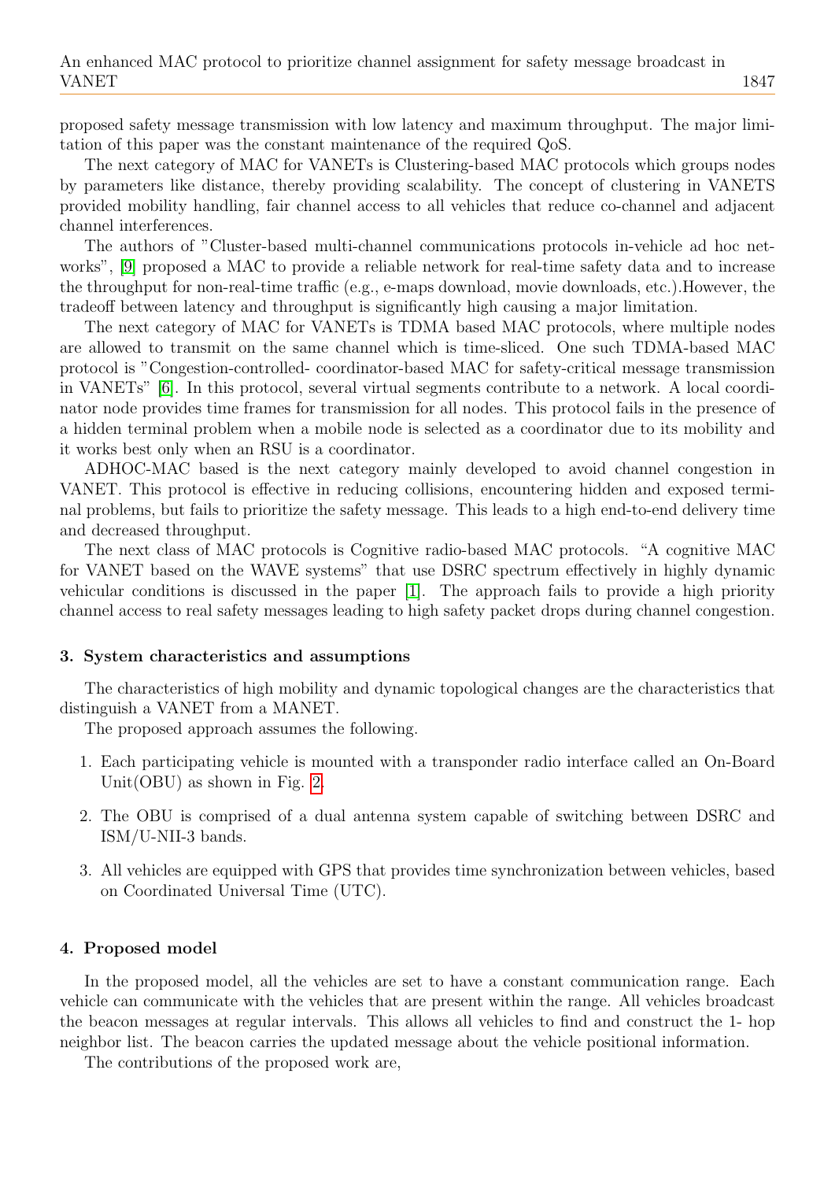proposed safety message transmission with low latency and maximum throughput. The major limitation of this paper was the constant maintenance of the required QoS.

The next category of MAC for VANETs is Clustering-based MAC protocols which groups nodes by parameters like distance, thereby providing scalability. The concept of clustering in VANETS provided mobility handling, fair channel access to all vehicles that reduce co-channel and adjacent channel interferences.

The authors of "Cluster-based multi-channel communications protocols in-vehicle ad hoc networks", [9] proposed a MAC to provide a reliable network for real-time safety data and to increase the throughput for non-real-time traffic (e.g., e-maps download, movie downloads, etc.).However, the tradeoff between latency and throughput is significantly high causing a major limitation.

The next category of MAC for VANETs is TDMA based MAC protocols, where multiple nodes are allowed to transmit on the same channel which is time-sliced. One such TDMA-based MAC protocol is "Congestion-controlled- coordinator-based MAC for safety-critical message transmission in VANETs" [6]. In this protocol, several virtual segments contribute to a network. A local coordinator node provides time frames for transmission for all nodes. This protocol fails in the presence of a hidden terminal problem when a mobile node is selected as a coordinator due to its mobility and it works best only when an RSU is a coordinator.

ADHOC-MAC based is the next category mainly developed to avoid channel congestion in VANET. This protocol is effective in reducing collisions, encountering hidden and exposed terminal problems, but fails to prioritize the safety message. This leads to a high end-to-end delivery time and decreased throughput.

The next class of MAC protocols is Cognitive radio-based MAC protocols. "A cognitive MAC for VANET based on the WAVE systems" that use DSRC spectrum effectively in highly dynamic vehicular conditions is discussed in the paper [1]. The approach fails to provide a high priority channel access to real safety messages leading to high safety packet drops during channel congestion.

### 3. System characteristics and assumptions

The characteristics of high mobility and dynamic topological changes are the characteristics that distinguish a VANET from a MANET.

The proposed approach assumes the following.

1. Each participating vehicle is mounted with a transponder radio interface called an On-Board Unit(OBU) as shown in Fig. 2.
2. The OBU is comprised of a dual antenna system capable of switching between DSRC and ISM/U-NII-3 bands.
3. All vehicles are equipped with GPS that provides time synchronization between vehicles, based on Coordinated Universal Time (UTC).

### 4. Proposed model

In the proposed model, all the vehicles are set to have a constant communication range. Each vehicle can communicate with the vehicles that are present within the range. All vehicles broadcast the beacon messages at regular intervals. This allows all vehicles to find and construct the 1- hop neighbor list. The beacon carries the updated message about the vehicle positional information.

The contributions of the proposed work are,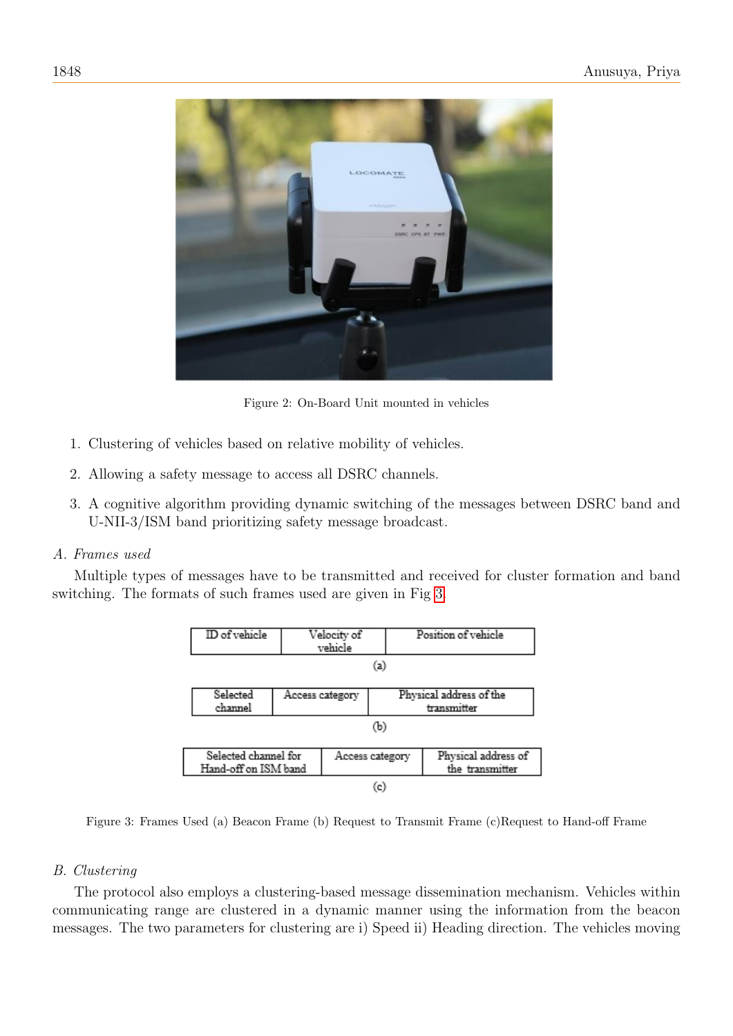Figure 2: On-Board Unit mounted in vehicles

1. Clustering of vehicles based on relative mobility of vehicles.
2. Allowing a safety message to access all DSRC channels.
3. A cognitive algorithm providing dynamic switching of the messages between DSRC band and U-NII-3/ISM band prioritizing safety message broadcast.

### A. Frames used

Multiple types of messages have to be transmitted and received for cluster formation and band switching. The formats of such frames used are given in Fig 3.

| ID of vehicle | Velocity of vehicle | Position of vehicle |
|---|---|---|

(a)

| Selected channel | Access category | Physical address of the transmitter |
|---|---|---|

(b)

| Selected channel for Hand-off on ISM band | Access category | Physical address of the transmitter |
|---|---|---|

(c)

Figure 3: Frames Used (a) Beacon Frame (b) Request to Transmit Frame (c)Request to Hand-off Frame

### B. Clustering

The protocol also employs a clustering-based message dissemination mechanism. Vehicles within communicating range are clustered in a dynamic manner using the information from the beacon messages. The two parameters for clustering are i) Speed ii) Heading direction. The vehicles moving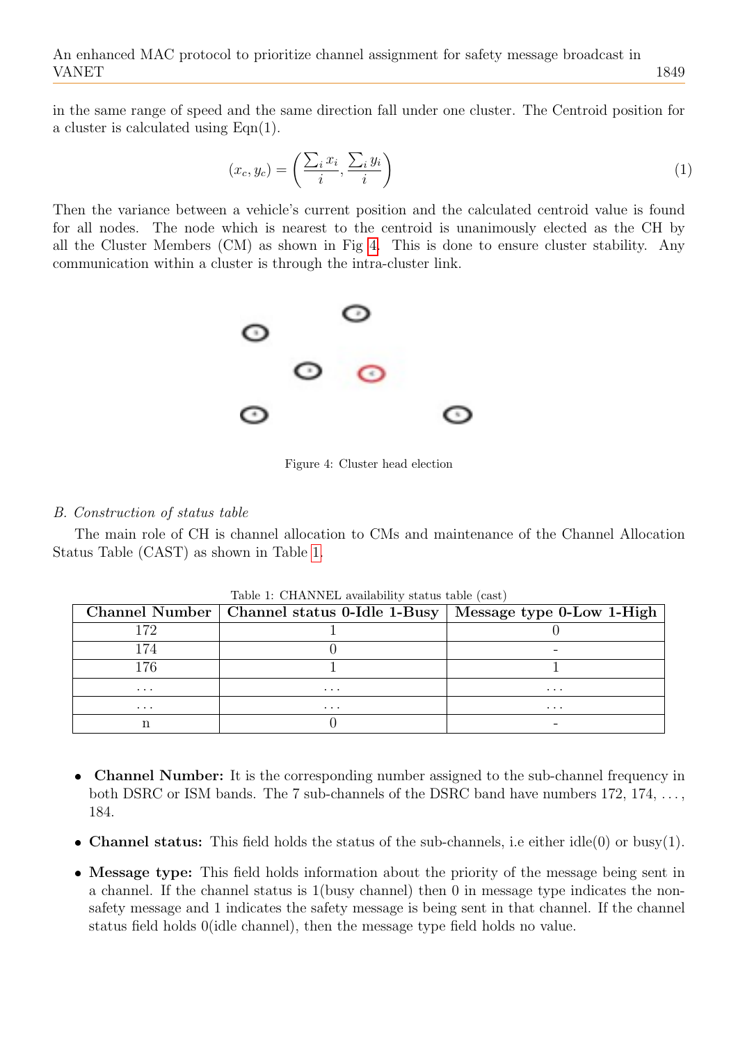in the same range of speed and the same direction fall under one cluster. The Centroid position for a cluster is calculated using Eqn(1).

$$(x_c, y_c) = \left( \frac{\sum_i x_i}{i}, \frac{\sum_i y_i}{i} \right) \tag{1}$$

Then the variance between a vehicle's current position and the calculated centroid value is found for all nodes. The node which is nearest to the centroid is unanimously elected as the CH by all the Cluster Members (CM) as shown in Fig 4. This is done to ensure cluster stability. Any communication within a cluster is through the intra-cluster link.

Figure 4: Cluster head election

*B. Construction of status table*

The main role of CH is channel allocation to CMs and maintenance of the Channel Allocation Status Table (CAST) as shown in Table 1.

Table 1: CHANNEL availability status table (cast)

| Channel Number | Channel status 0-Idle 1-Busy | Message type 0-Low 1-High |
|---|---|---|
| 172 | 1 | 0 |
| 174 | 0 | - |
| 176 | 1 | 1 |
| ... | ... | ... |
| ... | ... | ... |
| n | 0 | - |

- **Channel Number:** It is the corresponding number assigned to the sub-channel frequency in both DSRC or ISM bands. The 7 sub-channels of the DSRC band have numbers 172, 174, ..., 184.
- **Channel status:** This field holds the status of the sub-channels, i.e either idle(0) or busy(1).
- **Message type:** This field holds information about the priority of the message being sent in a channel. If the channel status is 1(busy channel) then 0 in message type indicates the non-safety message and 1 indicates the safety message is being sent in that channel. If the channel status field holds 0(idle channel), then the message type field holds no value.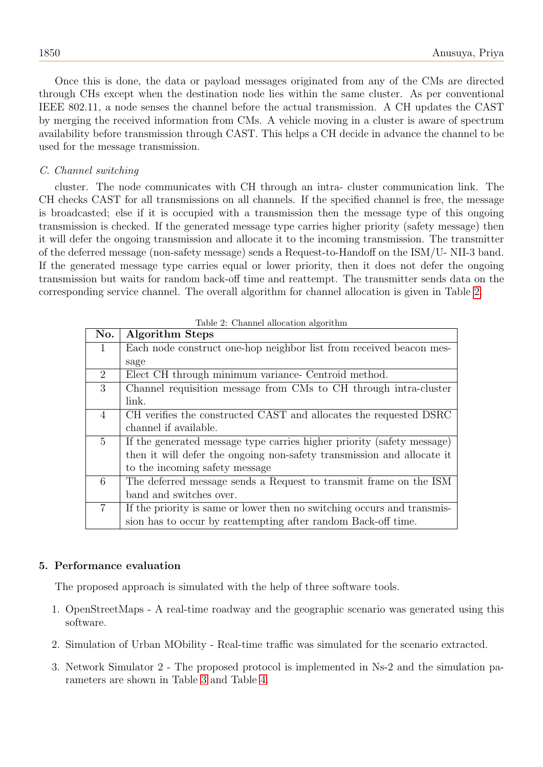Once this is done, the data or payload messages originated from any of the CMs are directed through CHs except when the destination node lies within the same cluster. As per conventional IEEE 802.11, a node senses the channel before the actual transmission. A CH updates the CAST by merging the received information from CMs. A vehicle moving in a cluster is aware of spectrum availability before transmission through CAST. This helps a CH decide in advance the channel to be used for the message transmission.

*C. Channel switching*

cluster. The node communicates with CH through an intra- cluster communication link. The CH checks CAST for all transmissions on all channels. If the specified channel is free, the message is broadcasted; else if it is occupied with a transmission then the message type of this ongoing transmission is checked. If the generated message type carries higher priority (safety message) then it will defer the ongoing transmission and allocate it to the incoming transmission. The transmitter of the deferred message (non-safety message) sends a Request-to-Handoff on the ISM/U- NII-3 band. If the generated message type carries equal or lower priority, then it does not defer the ongoing transmission but waits for random back-off time and reattempt. The transmitter sends data on the corresponding service channel. The overall algorithm for channel allocation is given in Table 2.

Table 2: Channel allocation algorithm

| No. | Algorithm Steps |
|---|---|
| 1 | Each node construct one-hop neighbor list from received beacon message |
| 2 | Elect CH through minimum variance- Centroid method. |
| 3 | Channel requisition message from CMs to CH through intra-cluster link. |
| 4 | CH verifies the constructed CAST and allocates the requested DSRC channel if available. |
| 5 | If the generated message type carries higher priority (safety message) then it will defer the ongoing non-safety transmission and allocate it to the incoming safety message |
| 6 | The deferred message sends a Request to transmit frame on the ISM band and switches over. |
| 7 | If the priority is same or lower then no switching occurs and transmission has to occur by reattempting after random Back-off time. |

## 5. Performance evaluation

The proposed approach is simulated with the help of three software tools.

1. OpenStreetMaps - A real-time roadway and the geographic scenario was generated using this software.
2. Simulation of Urban MObility - Real-time traffic was simulated for the scenario extracted.
3. Network Simulator 2 - The proposed protocol is implemented in Ns-2 and the simulation parameters are shown in Table 3 and Table 4.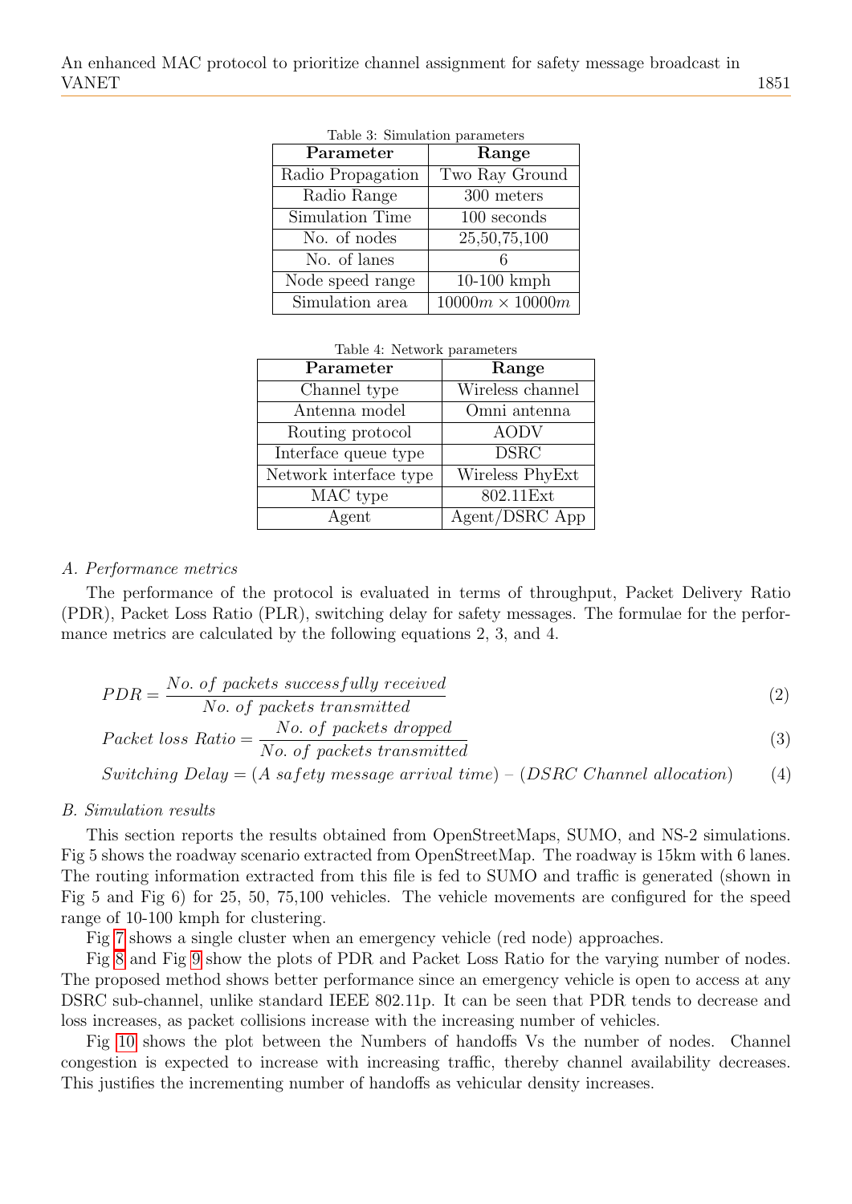Table 3: Simulation parameters

| Parameter | Range |
|---|---|
| Radio Propagation | Two Ray Ground |
| Radio Range | 300 meters |
| Simulation Time | 100 seconds |
| No. of nodes | 25,50,75,100 |
| No. of lanes | 6 |
| Node speed range | 10-100 kmph |
| Simulation area | $10000m \times 10000m$ |

Table 4: Network parameters

| Parameter | Range |
|---|---|
| Channel type | Wireless channel |
| Antenna model | Omni antenna |
| Routing protocol | AODV |
| Interface queue type | DSRC |
| Network interface type | Wireless PhyExt |
| MAC type | 802.11Ext |
| Agent | Agent/DSRC App |

### *A. Performance metrics*

The performance of the protocol is evaluated in terms of throughput, Packet Delivery Ratio (PDR), Packet Loss Ratio (PLR), switching delay for safety messages. The formulae for the performance metrics are calculated by the following equations 2, 3, and 4.

$$PDR = \frac{No.\ of\ packets\ successfully\ received}{No.\ of\ packets\ transmitted} \tag{2}$$

$$Packet\ loss\ Ratio = \frac{No.\ of\ packets\ dropped}{No.\ of\ packets\ transmitted} \tag{3}$$

$$Switching\ Delay = (A\ safety\ message\ arrival\ time) - (DSRC\ Channel\ allocation) \tag{4}$$

### *B. Simulation results*

This section reports the results obtained from OpenStreetMaps, SUMO, and NS-2 simulations. Fig 5 shows the roadway scenario extracted from OpenStreetMap. The roadway is 15km with 6 lanes. The routing information extracted from this file is fed to SUMO and traffic is generated (shown in Fig 5 and Fig 6) for 25, 50, 75,100 vehicles. The vehicle movements are configured for the speed range of 10-100 kmph for clustering.

Fig 7 shows a single cluster when an emergency vehicle (red node) approaches.

Fig 8 and Fig 9 show the plots of PDR and Packet Loss Ratio for the varying number of nodes. The proposed method shows better performance since an emergency vehicle is open to access at any DSRC sub-channel, unlike standard IEEE 802.11p. It can be seen that PDR tends to decrease and loss increases, as packet collisions increase with the increasing number of vehicles.

Fig 10 shows the plot between the Numbers of handoffs Vs the number of nodes. Channel congestion is expected to increase with increasing traffic, thereby channel availability decreases. This justifies the incrementing number of handoffs as vehicular density increases.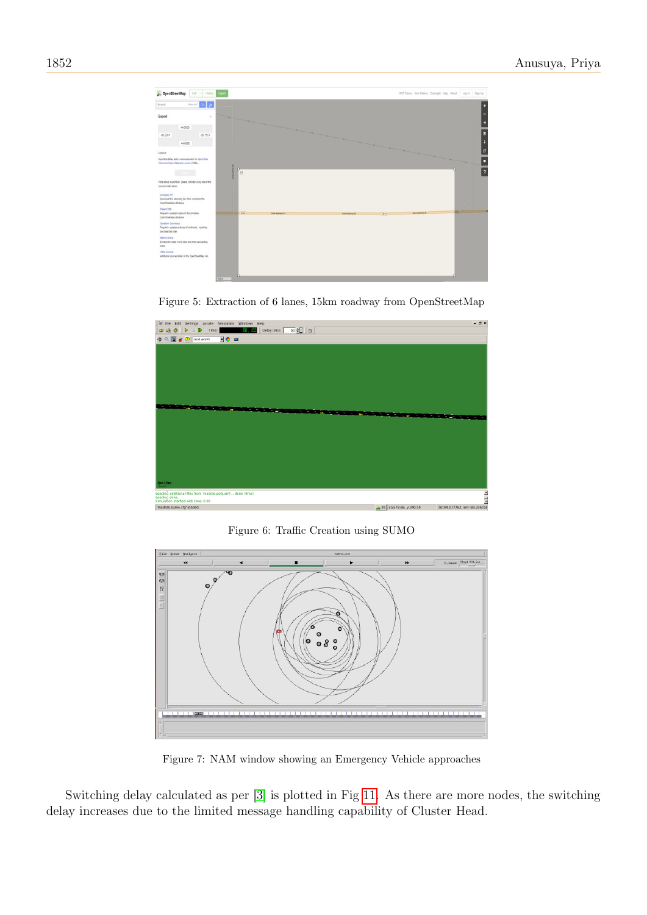Figure 5: Extraction of 6 lanes, 15km roadway from OpenStreetMap

Figure 6: Traffic Creation using SUMO

Figure 7: NAM window showing an Emergency Vehicle approaches

Switching delay calculated as per [3] is plotted in Fig 11. As there are more nodes, the switching delay increases due to the limited message handling capability of Cluster Head.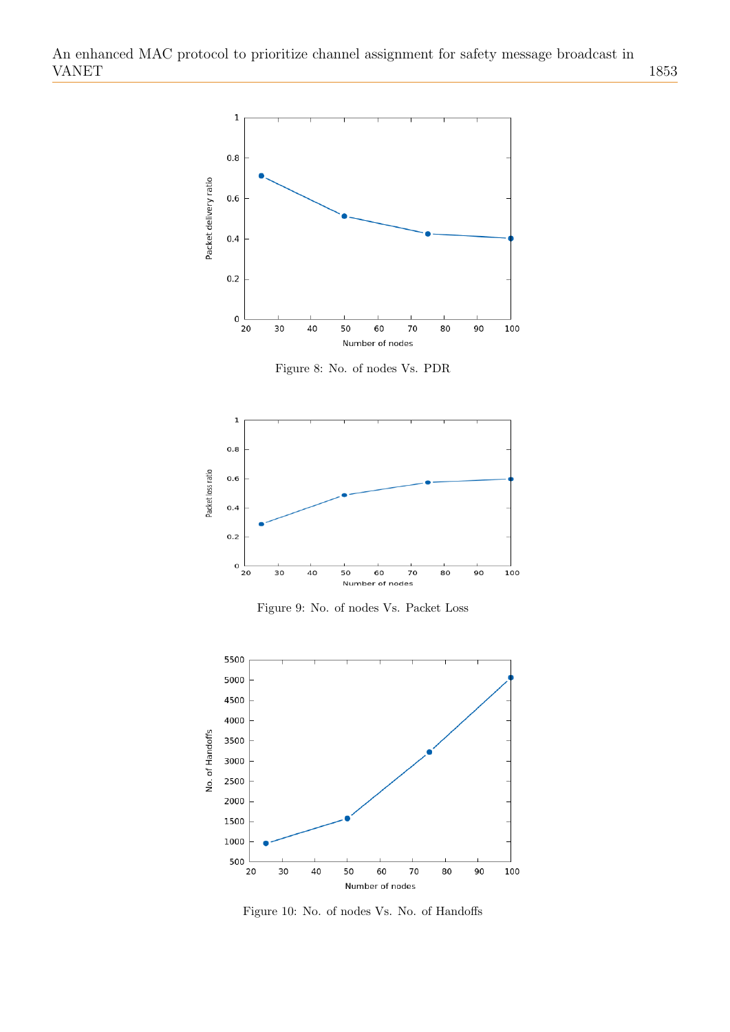Figure 8: No. of nodes Vs. PDR

Figure 9: No. of nodes Vs. Packet Loss

Figure 10: No. of nodes Vs. No. of Handoffs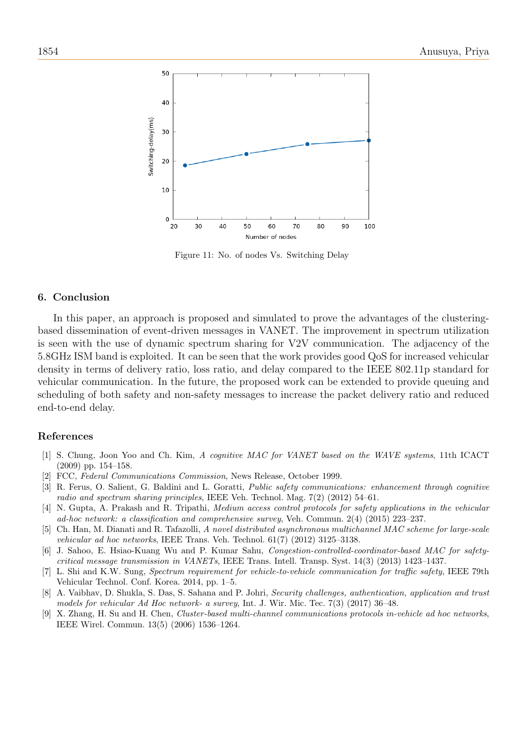Switching-delay(ms)

50
40
30
20
10
0

20 30 40 50 60 70 80 90 100

Number of nodes

Figure 11: No. of nodes Vs. Switching Delay

## 6. Conclusion

In this paper, an approach is proposed and simulated to prove the advantages of the clustering-based dissemination of event-driven messages in VANET. The improvement in spectrum utilization is seen with the use of dynamic spectrum sharing for V2V communication. The adjacency of the 5.8GHz ISM band is exploited. It can be seen that the work provides good QoS for increased vehicular density in terms of delivery ratio, loss ratio, and delay compared to the IEEE 802.11p standard for vehicular communication. In the future, the proposed work can be extended to provide queuing and scheduling of both safety and non-safety messages to increase the packet delivery ratio and reduced end-to-end delay.

## References

[1] S. Chung, Joon Yoo and Ch. Kim, *A cognitive MAC for VANET based on the WAVE systems*, 11th ICACT (2009) pp. 154–158.

[2] FCC, *Federal Communications Commission*, News Release, October 1999.

[3] R. Ferus, O. Salient, G. Baldini and L. Goratti, *Public safety communications: enhancement through cognitive radio and spectrum sharing principles*, IEEE Veh. Technol. Mag. 7(2) (2012) 54–61.

[4] N. Gupta, A. Prakash and R. Tripathi, *Medium access control protocols for safety applications in the vehicular ad-hoc network: a classification and comprehensive survey*, Veh. Commun. 2(4) (2015) 223–237.

[5] Ch. Han, M. Dianati and R. Tafazolli, *A novel distributed asynchronous multichannel MAC scheme for large-scale vehicular ad hoc networks*, IEEE Trans. Veh. Technol. 61(7) (2012) 3125–3138.

[6] J. Sahoo, E. Hsiao-Kuang Wu and P. Kumar Sahu, *Congestion-controlled-coordinator-based MAC for safety-critical message transmission in VANETs*, IEEE Trans. Intell. Transp. Syst. 14(3) (2013) 1423–1437.

[7] L. Shi and K.W. Sung, *Spectrum requirement for vehicle-to-vehicle communication for traffic safety*, IEEE 79th Vehicular Technol. Conf. Korea. 2014, pp. 1–5.

[8] A. Vaibhav, D. Shukla, S. Das, S. Sahana and P. Johri, *Security challenges, authentication, application and trust models for vehicular Ad Hoc network- a survey*, Int. J. Wir. Mic. Tec. 7(3) (2017) 36–48.

[9] X. Zhang, H. Su and H. Chen, *Cluster-based multi-channel communications protocols in-vehicle ad hoc networks*, IEEE Wirel. Commun. 13(5) (2006) 1536–1264.